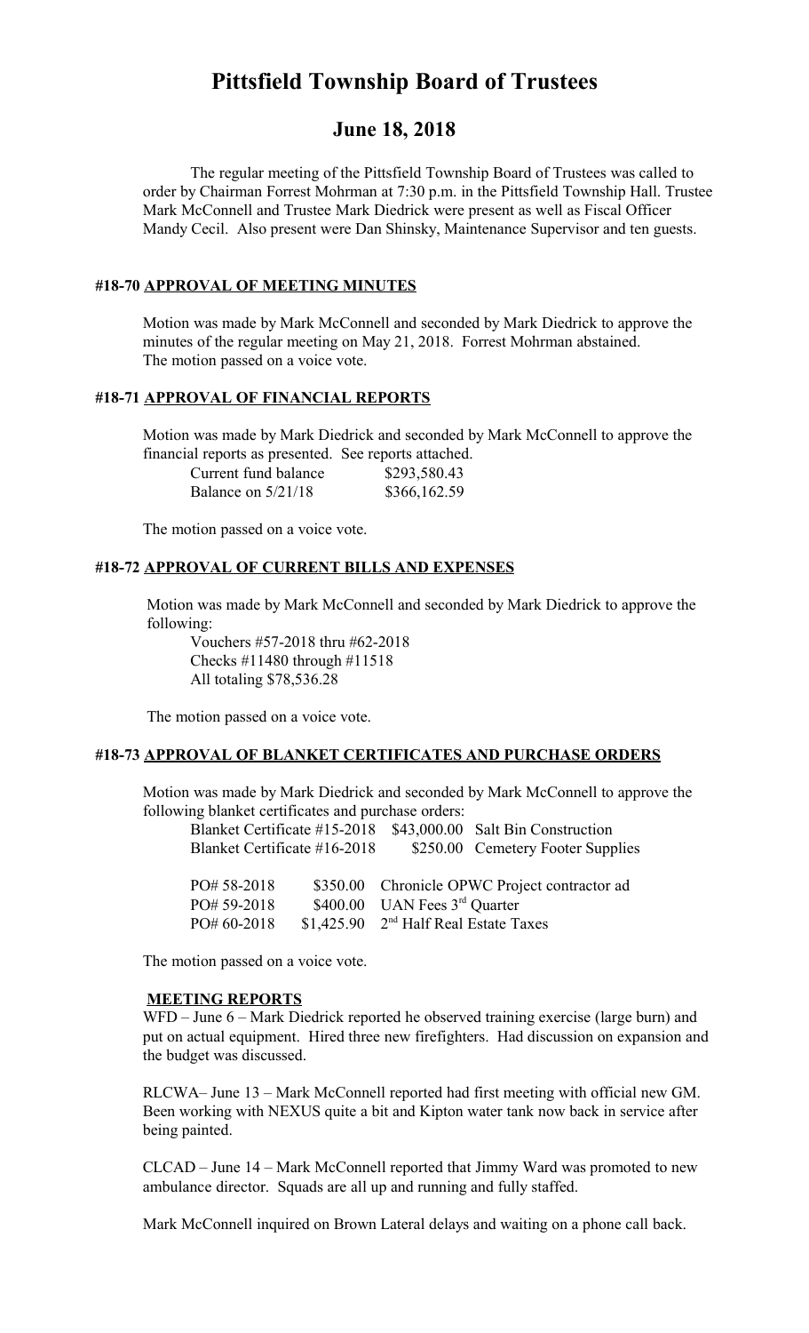# Pittsfield Township Board of Trustees

## June 18, 2018

The regular meeting of the Pittsfield Township Board of Trustees was called to order by Chairman Forrest Mohrman at 7:30 p.m. in the Pittsfield Township Hall. Trustee Mark McConnell and Trustee Mark Diedrick were present as well as Fiscal Officer Mandy Cecil. Also present were Dan Shinsky, Maintenance Supervisor and ten guests.

### #18-70 APPROVAL OF MEETING MINUTES

Motion was made by Mark McConnell and seconded by Mark Diedrick to approve the minutes of the regular meeting on May 21, 2018. Forrest Mohrman abstained. The motion passed on a voice vote.

### #18-71 APPROVAL OF FINANCIAL REPORTS

Motion was made by Mark Diedrick and seconded by Mark McConnell to approve the financial reports as presented. See reports attached.

| | |
|---|---|
| Current fund balance | \$293,580.43 |
| Balance on 5/21/18 | \$366,162.59 |

The motion passed on a voice vote.

### #18-72 APPROVAL OF CURRENT BILLS AND EXPENSES

Motion was made by Mark McConnell and seconded by Mark Diedrick to approve the following:

Vouchers #57-2018 thru #62-2018
Checks #11480 through #11518
All totaling \$78,536.28

The motion passed on a voice vote.

### #18-73 APPROVAL OF BLANKET CERTIFICATES AND PURCHASE ORDERS

Motion was made by Mark Diedrick and seconded by Mark McConnell to approve the following blanket certificates and purchase orders:

| | | |
|---|---|---|
| Blanket Certificate #15-2018 | \$43,000.00 | Salt Bin Construction |
| Blanket Certificate #16-2018 | \$250.00 | Cemetery Footer Supplies |
| PO# 58-2018 | \$350.00 | Chronicle OPWC Project contractor ad |
| PO# 59-2018 | \$400.00 | UAN Fees 3rd Quarter |
| PO# 60-2018 | \$1,425.90 | 2nd Half Real Estate Taxes |

The motion passed on a voice vote.

### MEETING REPORTS

WFD – June 6 – Mark Diedrick reported he observed training exercise (large burn) and put on actual equipment. Hired three new firefighters. Had discussion on expansion and the budget was discussed.

RLCWA– June 13 – Mark McConnell reported had first meeting with official new GM. Been working with NEXUS quite a bit and Kipton water tank now back in service after being painted.

CLCAD – June 14 – Mark McConnell reported that Jimmy Ward was promoted to new ambulance director. Squads are all up and running and fully staffed.

Mark McConnell inquired on Brown Lateral delays and waiting on a phone call back.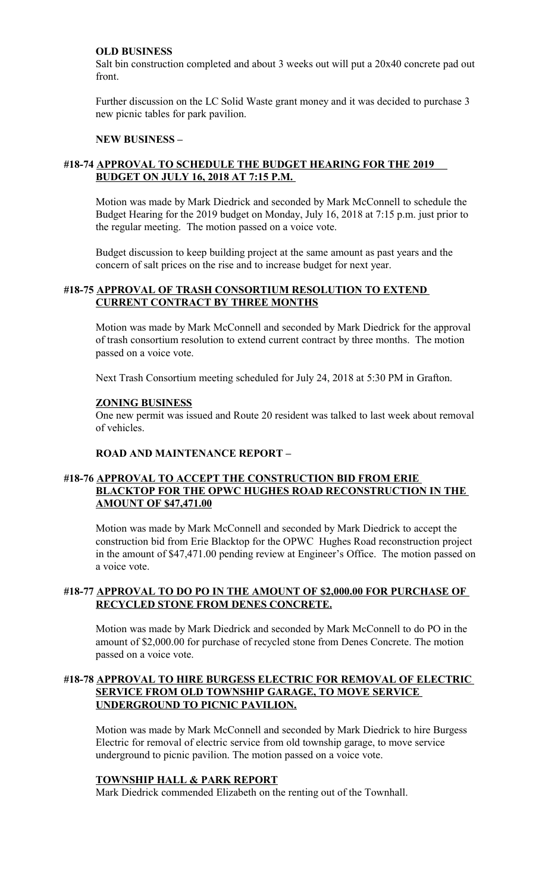**OLD BUSINESS**

Salt bin construction completed and about 3 weeks out will put a 20x40 concrete pad out front.

Further discussion on the LC Solid Waste grant money and it was decided to purchase 3 new picnic tables for park pavilion.

**NEW BUSINESS –**

**#18-74 APPROVAL TO SCHEDULE THE BUDGET HEARING FOR THE 2019 BUDGET ON JULY 16, 2018 AT 7:15 P.M.**

Motion was made by Mark Diedrick and seconded by Mark McConnell to schedule the Budget Hearing for the 2019 budget on Monday, July 16, 2018 at 7:15 p.m. just prior to the regular meeting. The motion passed on a voice vote.

Budget discussion to keep building project at the same amount as past years and the concern of salt prices on the rise and to increase budget for next year.

**#18-75 APPROVAL OF TRASH CONSORTIUM RESOLUTION TO EXTEND CURRENT CONTRACT BY THREE MONTHS**

Motion was made by Mark McConnell and seconded by Mark Diedrick for the approval of trash consortium resolution to extend current contract by three months. The motion passed on a voice vote.

Next Trash Consortium meeting scheduled for July 24, 2018 at 5:30 PM in Grafton.

**ZONING BUSINESS**

One new permit was issued and Route 20 resident was talked to last week about removal of vehicles.

**ROAD AND MAINTENANCE REPORT –**

**#18-76 APPROVAL TO ACCEPT THE CONSTRUCTION BID FROM ERIE BLACKTOP FOR THE OPWC HUGHES ROAD RECONSTRUCTION IN THE AMOUNT OF $47,471.00**

Motion was made by Mark McConnell and seconded by Mark Diedrick to accept the construction bid from Erie Blacktop for the OPWC Hughes Road reconstruction project in the amount of $47,471.00 pending review at Engineer's Office. The motion passed on a voice vote.

**#18-77 APPROVAL TO DO PO IN THE AMOUNT OF $2,000.00 FOR PURCHASE OF RECYCLED STONE FROM DENES CONCRETE.**

Motion was made by Mark Diedrick and seconded by Mark McConnell to do PO in the amount of $2,000.00 for purchase of recycled stone from Denes Concrete. The motion passed on a voice vote.

**#18-78 APPROVAL TO HIRE BURGESS ELECTRIC FOR REMOVAL OF ELECTRIC SERVICE FROM OLD TOWNSHIP GARAGE, TO MOVE SERVICE UNDERGROUND TO PICNIC PAVILION.**

Motion was made by Mark McConnell and seconded by Mark Diedrick to hire Burgess Electric for removal of electric service from old township garage, to move service underground to picnic pavilion. The motion passed on a voice vote.

**TOWNSHIP HALL & PARK REPORT**

Mark Diedrick commended Elizabeth on the renting out of the Townhall.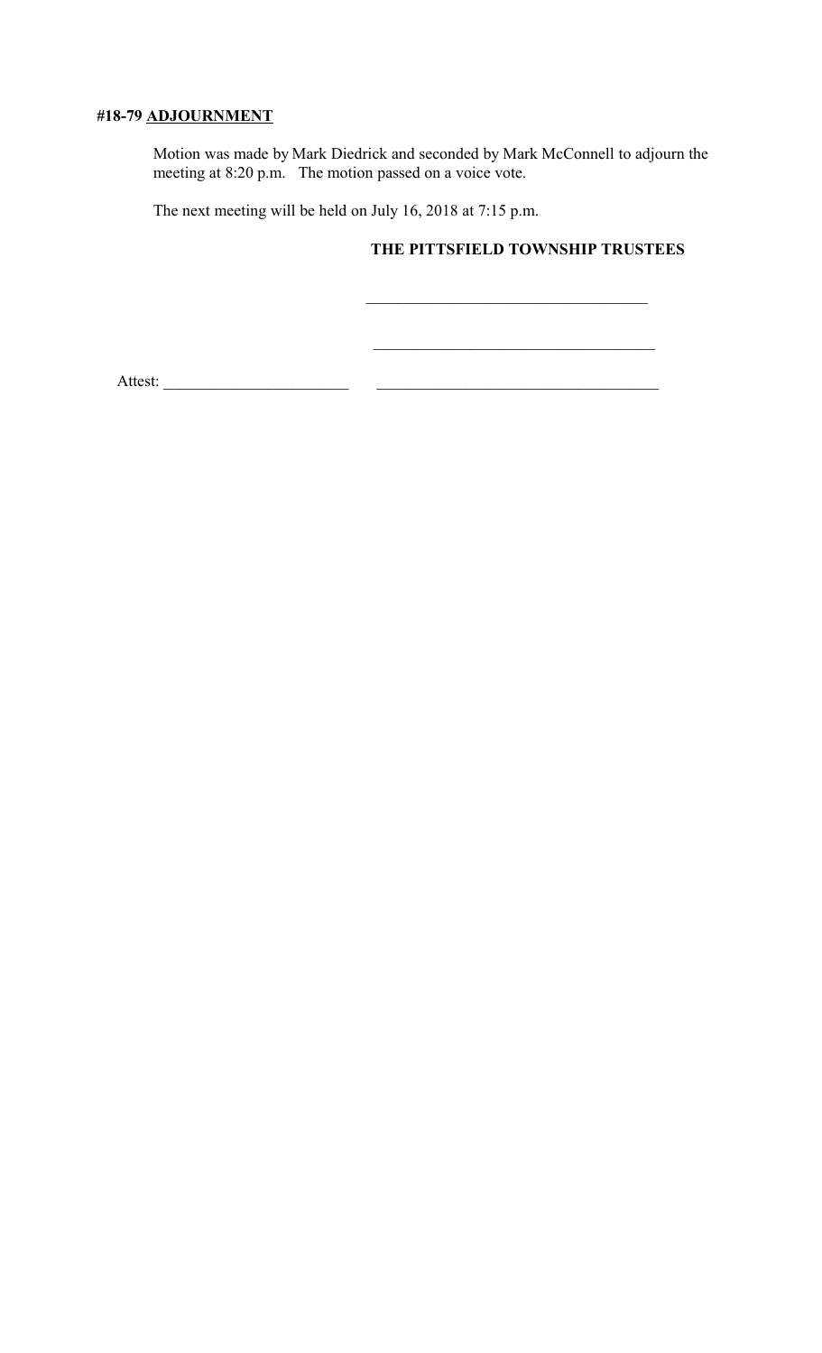**#18-79 <u>ADJOURNMENT</u>**

Motion was made by Mark Diedrick and seconded by Mark McConnell to adjourn the meeting at 8:20 p.m. The motion passed on a voice vote.

The next meeting will be held on July 16, 2018 at 7:15 p.m.

**THE PITTSFIELD TOWNSHIP TRUSTEES**

\_\_\_\_\_\_\_\_\_\_\_\_\_\_\_\_\_\_\_\_\_\_\_\_\_\_\_\_\_\_\_\_\_\_\_

\_\_\_\_\_\_\_\_\_\_\_\_\_\_\_\_\_\_\_\_\_\_\_\_\_\_\_\_\_\_\_\_\_\_\_

Attest: \_\_\_\_\_\_\_\_\_\_\_\_\_\_\_\_\_\_\_\_\_\_\_ \_\_\_\_\_\_\_\_\_\_\_\_\_\_\_\_\_\_\_\_\_\_\_\_\_\_\_\_\_\_\_\_\_\_\_